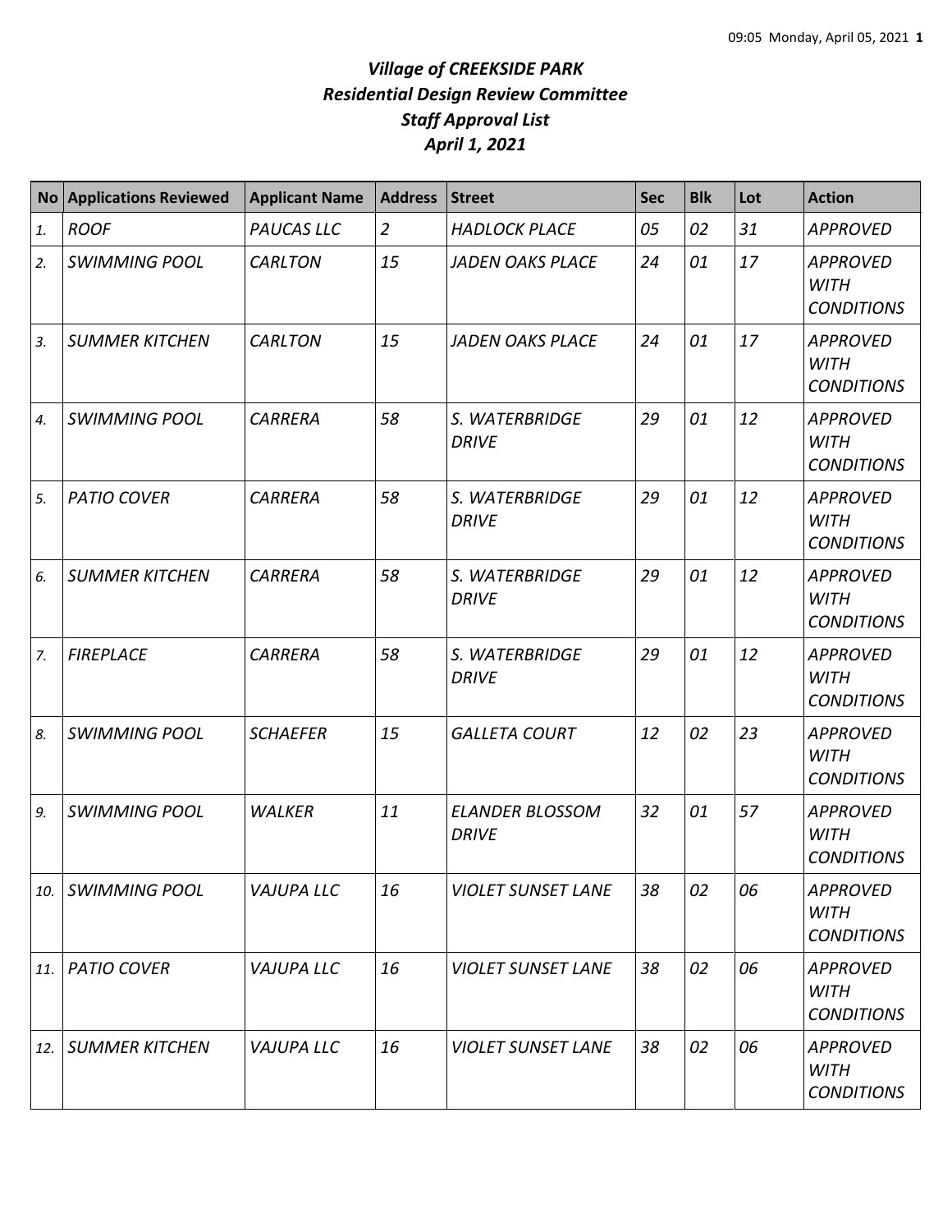# *Village of CREEKSIDE PARK*
# *Residential Design Review Committee*
# *Staff Approval List*
# *April 1, 2021*

| No | Applications Reviewed | Applicant Name | Address | Street | Sec | Blk | Lot | Action |
|---|---|---|---|---|---|---|---|---|
| *1.* | *ROOF* | *PAUCAS LLC* | *2* | *HADLOCK PLACE* | *05* | *02* | *31* | *APPROVED* |
| *2.* | *SWIMMING POOL* | *CARLTON* | *15* | *JADEN OAKS PLACE* | *24* | *01* | *17* | *APPROVED WITH CONDITIONS* |
| *3.* | *SUMMER KITCHEN* | *CARLTON* | *15* | *JADEN OAKS PLACE* | *24* | *01* | *17* | *APPROVED WITH CONDITIONS* |
| *4.* | *SWIMMING POOL* | *CARRERA* | *58* | *S. WATERBRIDGE DRIVE* | *29* | *01* | *12* | *APPROVED WITH CONDITIONS* |
| *5.* | *PATIO COVER* | *CARRERA* | *58* | *S. WATERBRIDGE DRIVE* | *29* | *01* | *12* | *APPROVED WITH CONDITIONS* |
| *6.* | *SUMMER KITCHEN* | *CARRERA* | *58* | *S. WATERBRIDGE DRIVE* | *29* | *01* | *12* | *APPROVED WITH CONDITIONS* |
| *7.* | *FIREPLACE* | *CARRERA* | *58* | *S. WATERBRIDGE DRIVE* | *29* | *01* | *12* | *APPROVED WITH CONDITIONS* |
| *8.* | *SWIMMING POOL* | *SCHAEFER* | *15* | *GALLETA COURT* | *12* | *02* | *23* | *APPROVED WITH CONDITIONS* |
| *9.* | *SWIMMING POOL* | *WALKER* | *11* | *ELANDER BLOSSOM DRIVE* | *32* | *01* | *57* | *APPROVED WITH CONDITIONS* |
| *10.* | *SWIMMING POOL* | *VAJUPA LLC* | *16* | *VIOLET SUNSET LANE* | *38* | *02* | *06* | *APPROVED WITH CONDITIONS* |
| *11.* | *PATIO COVER* | *VAJUPA LLC* | *16* | *VIOLET SUNSET LANE* | *38* | *02* | *06* | *APPROVED WITH CONDITIONS* |
| *12.* | *SUMMER KITCHEN* | *VAJUPA LLC* | *16* | *VIOLET SUNSET LANE* | *38* | *02* | *06* | *APPROVED WITH CONDITIONS* |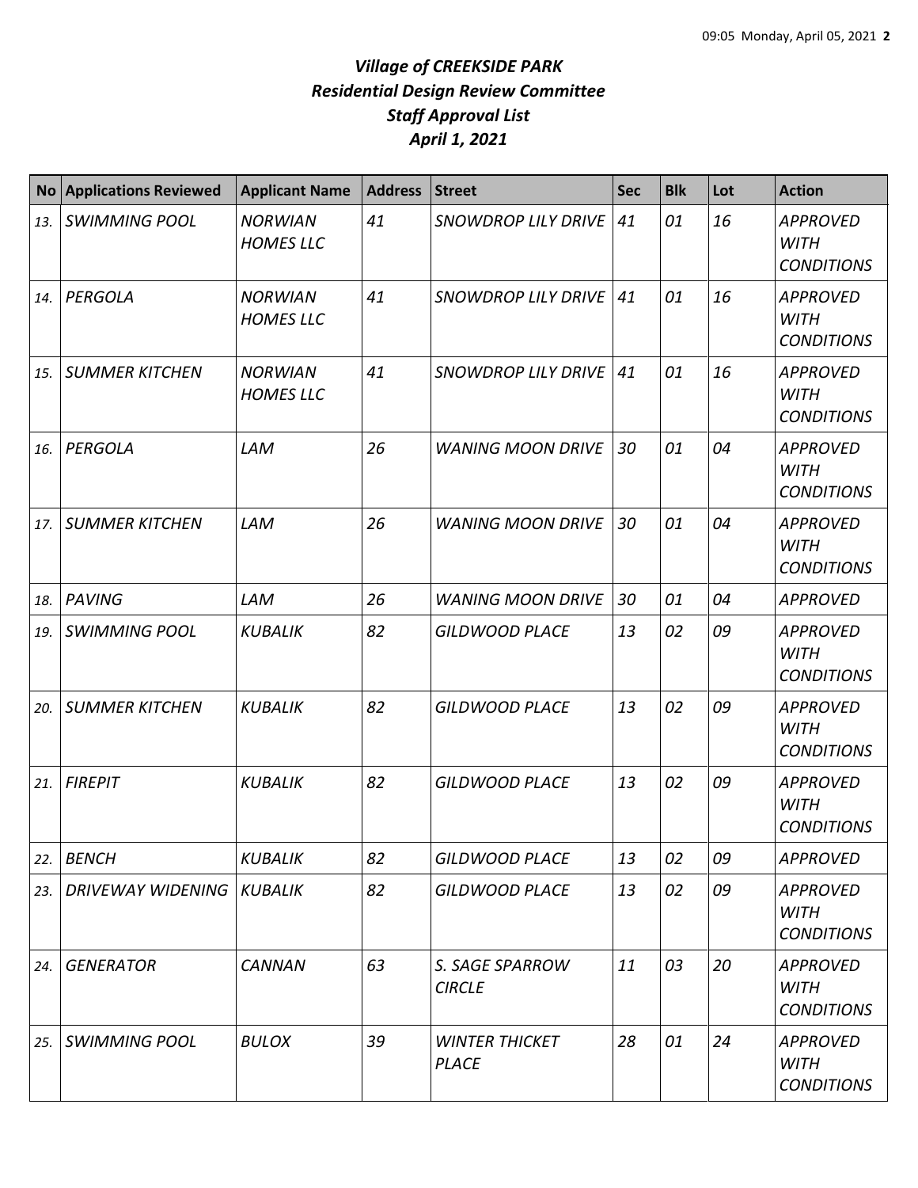# *Village of CREEKSIDE PARK*
## *Residential Design Review Committee*
## *Staff Approval List*
## *April 1, 2021*

| No | Applications Reviewed | Applicant Name | Address | Street | Sec | Blk | Lot | Action |
|---|---|---|---|---|---|---|---|---|
| *13.* | *SWIMMING POOL* | *NORWIAN HOMES LLC* | *41* | *SNOWDROP LILY DRIVE* | *41* | *01* | *16* | *APPROVED WITH CONDITIONS* |
| *14.* | *PERGOLA* | *NORWIAN HOMES LLC* | *41* | *SNOWDROP LILY DRIVE* | *41* | *01* | *16* | *APPROVED WITH CONDITIONS* |
| *15.* | *SUMMER KITCHEN* | *NORWIAN HOMES LLC* | *41* | *SNOWDROP LILY DRIVE* | *41* | *01* | *16* | *APPROVED WITH CONDITIONS* |
| *16.* | *PERGOLA* | *LAM* | *26* | *WANING MOON DRIVE* | *30* | *01* | *04* | *APPROVED WITH CONDITIONS* |
| *17.* | *SUMMER KITCHEN* | *LAM* | *26* | *WANING MOON DRIVE* | *30* | *01* | *04* | *APPROVED WITH CONDITIONS* |
| *18.* | *PAVING* | *LAM* | *26* | *WANING MOON DRIVE* | *30* | *01* | *04* | *APPROVED* |
| *19.* | *SWIMMING POOL* | *KUBALIK* | *82* | *GILDWOOD PLACE* | *13* | *02* | *09* | *APPROVED WITH CONDITIONS* |
| *20.* | *SUMMER KITCHEN* | *KUBALIK* | *82* | *GILDWOOD PLACE* | *13* | *02* | *09* | *APPROVED WITH CONDITIONS* |
| *21.* | *FIREPIT* | *KUBALIK* | *82* | *GILDWOOD PLACE* | *13* | *02* | *09* | *APPROVED WITH CONDITIONS* |
| *22.* | *BENCH* | *KUBALIK* | *82* | *GILDWOOD PLACE* | *13* | *02* | *09* | *APPROVED* |
| *23.* | *DRIVEWAY WIDENING* | *KUBALIK* | *82* | *GILDWOOD PLACE* | *13* | *02* | *09* | *APPROVED WITH CONDITIONS* |
| *24.* | *GENERATOR* | *CANNAN* | *63* | *S. SAGE SPARROW CIRCLE* | *11* | *03* | *20* | *APPROVED WITH CONDITIONS* |
| *25.* | *SWIMMING POOL* | *BULOX* | *39* | *WINTER THICKET PLACE* | *28* | *01* | *24* | *APPROVED WITH CONDITIONS* |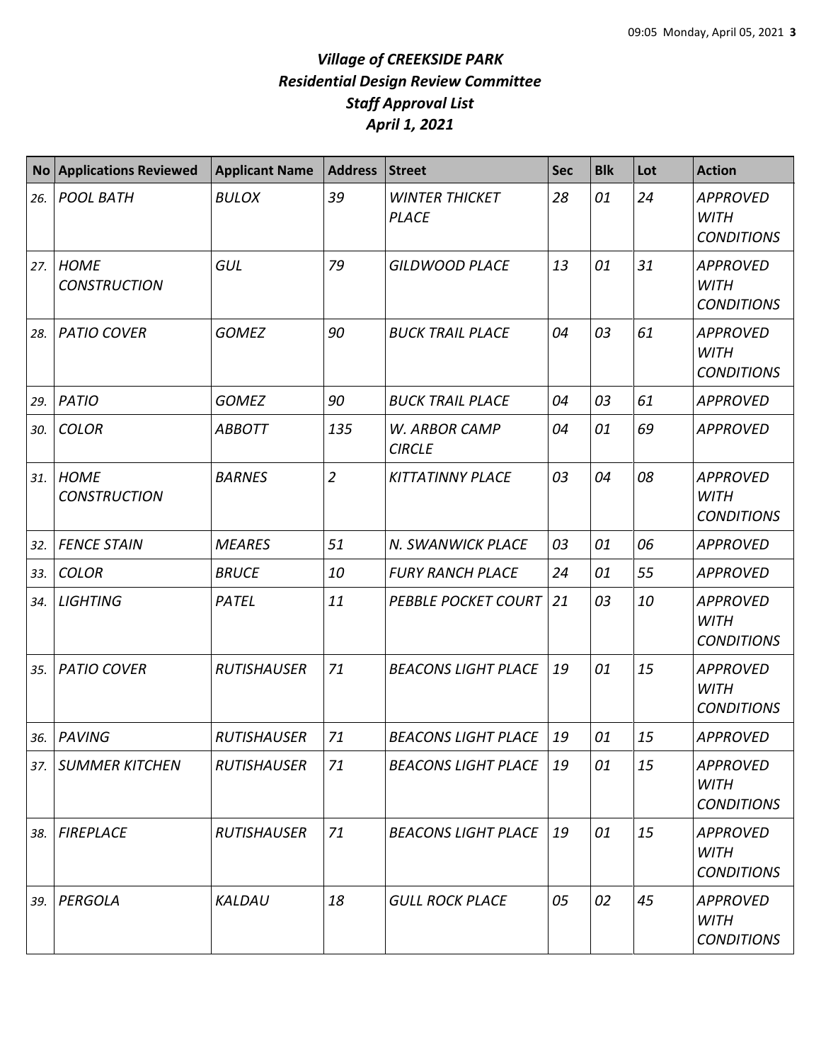# *Village of CREEKSIDE PARK*
# *Residential Design Review Committee*
# *Staff Approval List*
# *April 1, 2021*

| No | Applications Reviewed | Applicant Name | Address | Street | Sec | Blk | Lot | Action |
|---|---|---|---|---|---|---|---|---|
| 26. | POOL BATH | BULOX | 39 | WINTER THICKET PLACE | 28 | 01 | 24 | APPROVED WITH CONDITIONS |
| 27. | HOME CONSTRUCTION | GUL | 79 | GILDWOOD PLACE | 13 | 01 | 31 | APPROVED WITH CONDITIONS |
| 28. | PATIO COVER | GOMEZ | 90 | BUCK TRAIL PLACE | 04 | 03 | 61 | APPROVED WITH CONDITIONS |
| 29. | PATIO | GOMEZ | 90 | BUCK TRAIL PLACE | 04 | 03 | 61 | APPROVED |
| 30. | COLOR | ABBOTT | 135 | W. ARBOR CAMP CIRCLE | 04 | 01 | 69 | APPROVED |
| 31. | HOME CONSTRUCTION | BARNES | 2 | KITTATINNY PLACE | 03 | 04 | 08 | APPROVED WITH CONDITIONS |
| 32. | FENCE STAIN | MEARES | 51 | N. SWANWICK PLACE | 03 | 01 | 06 | APPROVED |
| 33. | COLOR | BRUCE | 10 | FURY RANCH PLACE | 24 | 01 | 55 | APPROVED |
| 34. | LIGHTING | PATEL | 11 | PEBBLE POCKET COURT | 21 | 03 | 10 | APPROVED WITH CONDITIONS |
| 35. | PATIO COVER | RUTISHAUSER | 71 | BEACONS LIGHT PLACE | 19 | 01 | 15 | APPROVED WITH CONDITIONS |
| 36. | PAVING | RUTISHAUSER | 71 | BEACONS LIGHT PLACE | 19 | 01 | 15 | APPROVED |
| 37. | SUMMER KITCHEN | RUTISHAUSER | 71 | BEACONS LIGHT PLACE | 19 | 01 | 15 | APPROVED WITH CONDITIONS |
| 38. | FIREPLACE | RUTISHAUSER | 71 | BEACONS LIGHT PLACE | 19 | 01 | 15 | APPROVED WITH CONDITIONS |
| 39. | PERGOLA | KALDAU | 18 | GULL ROCK PLACE | 05 | 02 | 45 | APPROVED WITH CONDITIONS |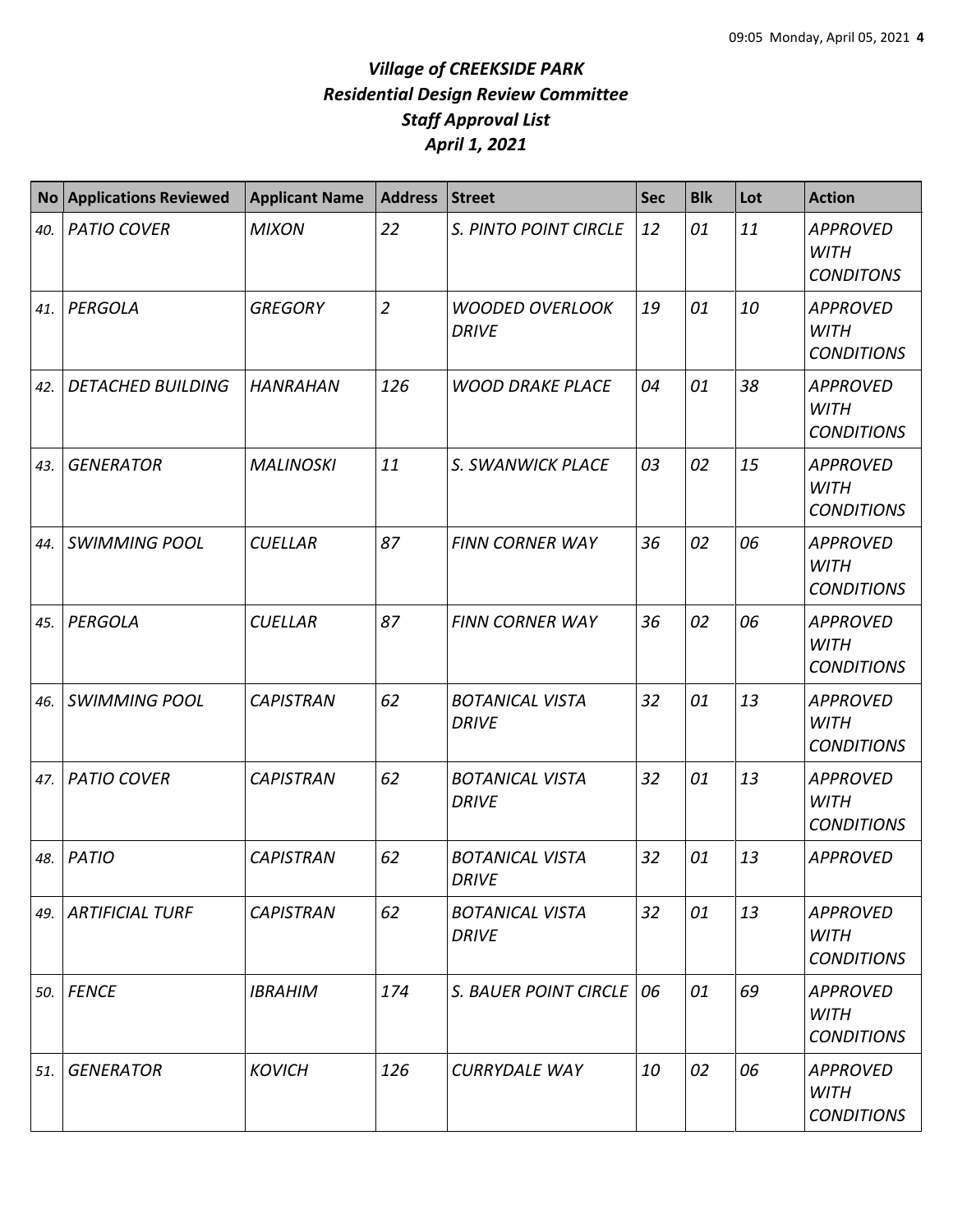# *Village of CREEKSIDE PARK*
# *Residential Design Review Committee*
# *Staff Approval List*
# *April 1, 2021*

| No | Applications Reviewed | Applicant Name | Address | Street | Sec | Blk | Lot | Action |
|---|---|---|---|---|---|---|---|---|
| *40.* | *PATIO COVER* | *MIXON* | *22* | *S. PINTO POINT CIRCLE* | *12* | *01* | *11* | *APPROVED WITH CONDITONS* |
| *41.* | *PERGOLA* | *GREGORY* | *2* | *WOODED OVERLOOK DRIVE* | *19* | *01* | *10* | *APPROVED WITH CONDITIONS* |
| *42.* | *DETACHED BUILDING* | *HANRAHAN* | *126* | *WOOD DRAKE PLACE* | *04* | *01* | *38* | *APPROVED WITH CONDITIONS* |
| *43.* | *GENERATOR* | *MALINOSKI* | *11* | *S. SWANWICK PLACE* | *03* | *02* | *15* | *APPROVED WITH CONDITIONS* |
| *44.* | *SWIMMING POOL* | *CUELLAR* | *87* | *FINN CORNER WAY* | *36* | *02* | *06* | *APPROVED WITH CONDITIONS* |
| *45.* | *PERGOLA* | *CUELLAR* | *87* | *FINN CORNER WAY* | *36* | *02* | *06* | *APPROVED WITH CONDITIONS* |
| *46.* | *SWIMMING POOL* | *CAPISTRAN* | *62* | *BOTANICAL VISTA DRIVE* | *32* | *01* | *13* | *APPROVED WITH CONDITIONS* |
| *47.* | *PATIO COVER* | *CAPISTRAN* | *62* | *BOTANICAL VISTA DRIVE* | *32* | *01* | *13* | *APPROVED WITH CONDITIONS* |
| *48.* | *PATIO* | *CAPISTRAN* | *62* | *BOTANICAL VISTA DRIVE* | *32* | *01* | *13* | *APPROVED* |
| *49.* | *ARTIFICIAL TURF* | *CAPISTRAN* | *62* | *BOTANICAL VISTA DRIVE* | *32* | *01* | *13* | *APPROVED WITH CONDITIONS* |
| *50.* | *FENCE* | *IBRAHIM* | *174* | *S. BAUER POINT CIRCLE* | *06* | *01* | *69* | *APPROVED WITH CONDITIONS* |
| *51.* | *GENERATOR* | *KOVICH* | *126* | *CURRYDALE WAY* | *10* | *02* | *06* | *APPROVED WITH CONDITIONS* |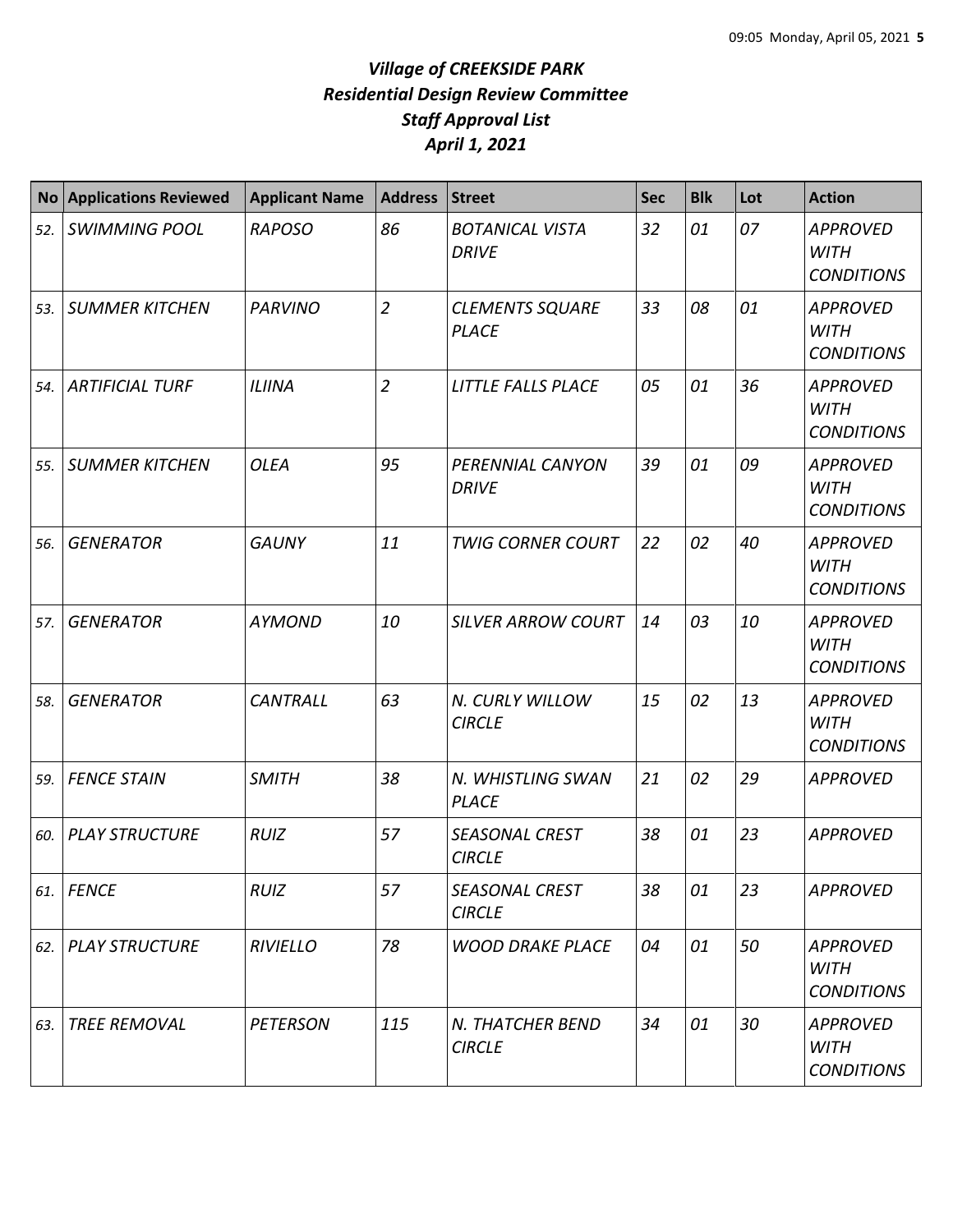# *Village of CREEKSIDE PARK*
## *Residential Design Review Committee*
## *Staff Approval List*
## *April 1, 2021*

| No | Applications Reviewed | Applicant Name | Address | Street | Sec | Blk | Lot | Action |
|---|---|---|---|---|---|---|---|---|
| *52.* | *SWIMMING POOL* | *RAPOSO* | *86* | *BOTANICAL VISTA DRIVE* | *32* | *01* | *07* | *APPROVED WITH CONDITIONS* |
| *53.* | *SUMMER KITCHEN* | *PARVINO* | *2* | *CLEMENTS SQUARE PLACE* | *33* | *08* | *01* | *APPROVED WITH CONDITIONS* |
| *54.* | *ARTIFICIAL TURF* | *ILIINA* | *2* | *LITTLE FALLS PLACE* | *05* | *01* | *36* | *APPROVED WITH CONDITIONS* |
| *55.* | *SUMMER KITCHEN* | *OLEA* | *95* | *PERENNIAL CANYON DRIVE* | *39* | *01* | *09* | *APPROVED WITH CONDITIONS* |
| *56.* | *GENERATOR* | *GAUNY* | *11* | *TWIG CORNER COURT* | *22* | *02* | *40* | *APPROVED WITH CONDITIONS* |
| *57.* | *GENERATOR* | *AYMOND* | *10* | *SILVER ARROW COURT* | *14* | *03* | *10* | *APPROVED WITH CONDITIONS* |
| *58.* | *GENERATOR* | *CANTRALL* | *63* | *N. CURLY WILLOW CIRCLE* | *15* | *02* | *13* | *APPROVED WITH CONDITIONS* |
| *59.* | *FENCE STAIN* | *SMITH* | *38* | *N. WHISTLING SWAN PLACE* | *21* | *02* | *29* | *APPROVED* |
| *60.* | *PLAY STRUCTURE* | *RUIZ* | *57* | *SEASONAL CREST CIRCLE* | *38* | *01* | *23* | *APPROVED* |
| *61.* | *FENCE* | *RUIZ* | *57* | *SEASONAL CREST CIRCLE* | *38* | *01* | *23* | *APPROVED* |
| *62.* | *PLAY STRUCTURE* | *RIVIELLO* | *78* | *WOOD DRAKE PLACE* | *04* | *01* | *50* | *APPROVED WITH CONDITIONS* |
| *63.* | *TREE REMOVAL* | *PETERSON* | *115* | *N. THATCHER BEND CIRCLE* | *34* | *01* | *30* | *APPROVED WITH CONDITIONS* |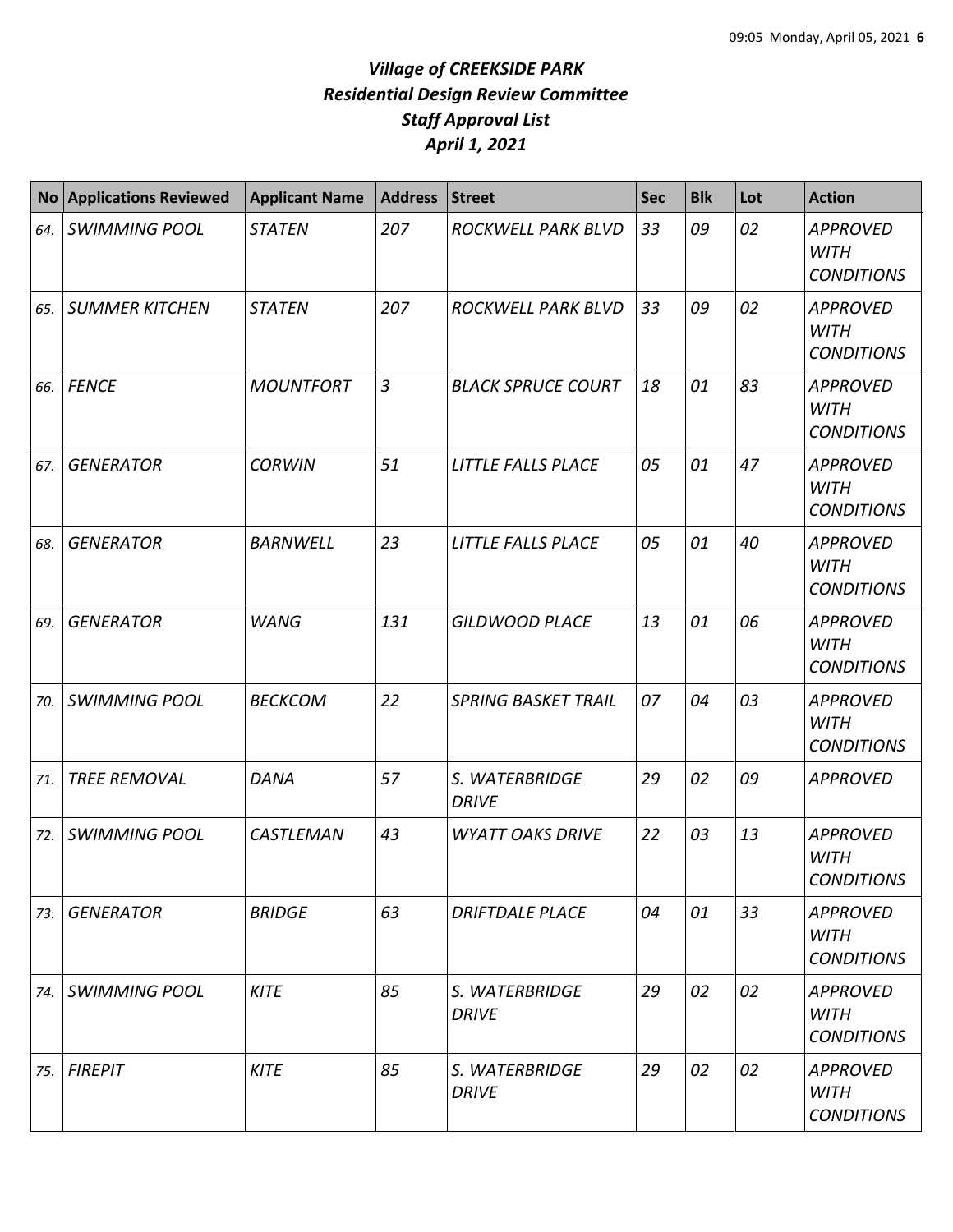# *Village of CREEKSIDE PARK*
## *Residential Design Review Committee*
## *Staff Approval List*
## *April 1, 2021*

| No | Applications Reviewed | Applicant Name | Address | Street | Sec | Blk | Lot | Action |
|---|---|---|---|---|---|---|---|---|
| *64.* | *SWIMMING POOL* | *STATEN* | *207* | *ROCKWELL PARK BLVD* | *33* | *09* | *02* | *APPROVED WITH CONDITIONS* |
| *65.* | *SUMMER KITCHEN* | *STATEN* | *207* | *ROCKWELL PARK BLVD* | *33* | *09* | *02* | *APPROVED WITH CONDITIONS* |
| *66.* | *FENCE* | *MOUNTFORT* | *3* | *BLACK SPRUCE COURT* | *18* | *01* | *83* | *APPROVED WITH CONDITIONS* |
| *67.* | *GENERATOR* | *CORWIN* | *51* | *LITTLE FALLS PLACE* | *05* | *01* | *47* | *APPROVED WITH CONDITIONS* |
| *68.* | *GENERATOR* | *BARNWELL* | *23* | *LITTLE FALLS PLACE* | *05* | *01* | *40* | *APPROVED WITH CONDITIONS* |
| *69.* | *GENERATOR* | *WANG* | *131* | *GILDWOOD PLACE* | *13* | *01* | *06* | *APPROVED WITH CONDITIONS* |
| *70.* | *SWIMMING POOL* | *BECKCOM* | *22* | *SPRING BASKET TRAIL* | *07* | *04* | *03* | *APPROVED WITH CONDITIONS* |
| *71.* | *TREE REMOVAL* | *DANA* | *57* | *S. WATERBRIDGE DRIVE* | *29* | *02* | *09* | *APPROVED* |
| *72.* | *SWIMMING POOL* | *CASTLEMAN* | *43* | *WYATT OAKS DRIVE* | *22* | *03* | *13* | *APPROVED WITH CONDITIONS* |
| *73.* | *GENERATOR* | *BRIDGE* | *63* | *DRIFTDALE PLACE* | *04* | *01* | *33* | *APPROVED WITH CONDITIONS* |
| *74.* | *SWIMMING POOL* | *KITE* | *85* | *S. WATERBRIDGE DRIVE* | *29* | *02* | *02* | *APPROVED WITH CONDITIONS* |
| *75.* | *FIREPIT* | *KITE* | *85* | *S. WATERBRIDGE DRIVE* | *29* | *02* | *02* | *APPROVED WITH CONDITIONS* |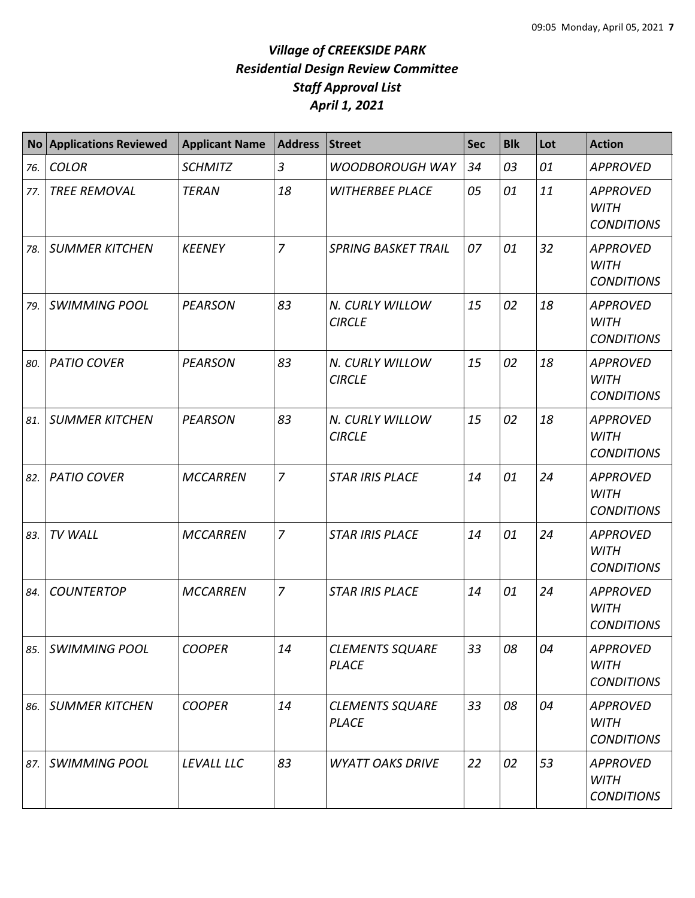# *Village of CREEKSIDE PARK*
# *Residential Design Review Committee*
# *Staff Approval List*
# *April 1, 2021*

| No | Applications Reviewed | Applicant Name | Address | Street | Sec | Blk | Lot | Action |
|---|---|---|---|---|---|---|---|---|
| *76.* | *COLOR* | *SCHMITZ* | *3* | *WOODBOROUGH WAY* | *34* | *03* | *01* | *APPROVED* |
| *77.* | *TREE REMOVAL* | *TERAN* | *18* | *WITHERBEE PLACE* | *05* | *01* | *11* | *APPROVED WITH CONDITIONS* |
| *78.* | *SUMMER KITCHEN* | *KEENEY* | *7* | *SPRING BASKET TRAIL* | *07* | *01* | *32* | *APPROVED WITH CONDITIONS* |
| *79.* | *SWIMMING POOL* | *PEARSON* | *83* | *N. CURLY WILLOW CIRCLE* | *15* | *02* | *18* | *APPROVED WITH CONDITIONS* |
| *80.* | *PATIO COVER* | *PEARSON* | *83* | *N. CURLY WILLOW CIRCLE* | *15* | *02* | *18* | *APPROVED WITH CONDITIONS* |
| *81.* | *SUMMER KITCHEN* | *PEARSON* | *83* | *N. CURLY WILLOW CIRCLE* | *15* | *02* | *18* | *APPROVED WITH CONDITIONS* |
| *82.* | *PATIO COVER* | *MCCARREN* | *7* | *STAR IRIS PLACE* | *14* | *01* | *24* | *APPROVED WITH CONDITIONS* |
| *83.* | *TV WALL* | *MCCARREN* | *7* | *STAR IRIS PLACE* | *14* | *01* | *24* | *APPROVED WITH CONDITIONS* |
| *84.* | *COUNTERTOP* | *MCCARREN* | *7* | *STAR IRIS PLACE* | *14* | *01* | *24* | *APPROVED WITH CONDITIONS* |
| *85.* | *SWIMMING POOL* | *COOPER* | *14* | *CLEMENTS SQUARE PLACE* | *33* | *08* | *04* | *APPROVED WITH CONDITIONS* |
| *86.* | *SUMMER KITCHEN* | *COOPER* | *14* | *CLEMENTS SQUARE PLACE* | *33* | *08* | *04* | *APPROVED WITH CONDITIONS* |
| *87.* | *SWIMMING POOL* | *LEVALL LLC* | *83* | *WYATT OAKS DRIVE* | *22* | *02* | *53* | *APPROVED WITH CONDITIONS* |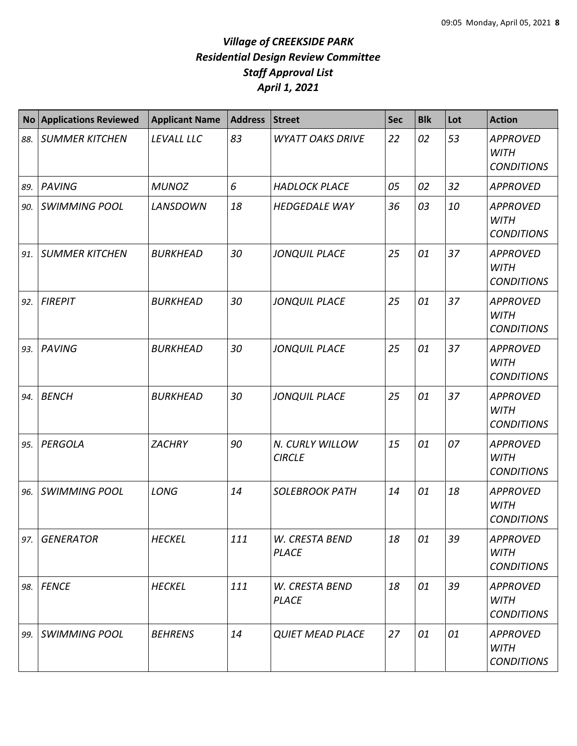# *Village of CREEKSIDE PARK*
## *Residential Design Review Committee*
## *Staff Approval List*
## *April 1, 2021*

| No | Applications Reviewed | Applicant Name | Address | Street | Sec | Blk | Lot | Action |
|---|---|---|---|---|---|---|---|---|
| 88. | SUMMER KITCHEN | LEVALL LLC | 83 | WYATT OAKS DRIVE | 22 | 02 | 53 | APPROVED WITH CONDITIONS |
| 89. | PAVING | MUNOZ | 6 | HADLOCK PLACE | 05 | 02 | 32 | APPROVED |
| 90. | SWIMMING POOL | LANSDOWN | 18 | HEDGEDALE WAY | 36 | 03 | 10 | APPROVED WITH CONDITIONS |
| 91. | SUMMER KITCHEN | BURKHEAD | 30 | JONQUIL PLACE | 25 | 01 | 37 | APPROVED WITH CONDITIONS |
| 92. | FIREPIT | BURKHEAD | 30 | JONQUIL PLACE | 25 | 01 | 37 | APPROVED WITH CONDITIONS |
| 93. | PAVING | BURKHEAD | 30 | JONQUIL PLACE | 25 | 01 | 37 | APPROVED WITH CONDITIONS |
| 94. | BENCH | BURKHEAD | 30 | JONQUIL PLACE | 25 | 01 | 37 | APPROVED WITH CONDITIONS |
| 95. | PERGOLA | ZACHRY | 90 | N. CURLY WILLOW CIRCLE | 15 | 01 | 07 | APPROVED WITH CONDITIONS |
| 96. | SWIMMING POOL | LONG | 14 | SOLEBROOK PATH | 14 | 01 | 18 | APPROVED WITH CONDITIONS |
| 97. | GENERATOR | HECKEL | 111 | W. CRESTA BEND PLACE | 18 | 01 | 39 | APPROVED WITH CONDITIONS |
| 98. | FENCE | HECKEL | 111 | W. CRESTA BEND PLACE | 18 | 01 | 39 | APPROVED WITH CONDITIONS |
| 99. | SWIMMING POOL | BEHRENS | 14 | QUIET MEAD PLACE | 27 | 01 | 01 | APPROVED WITH CONDITIONS |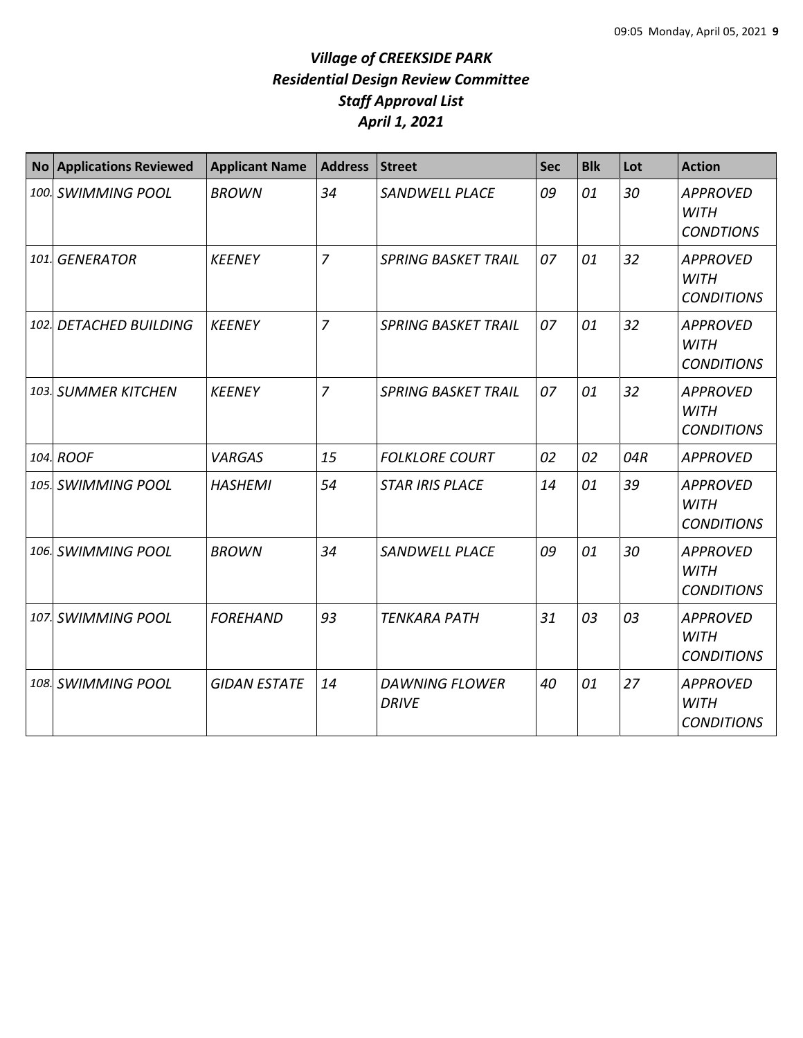# *Village of CREEKSIDE PARK*
# *Residential Design Review Committee*
# *Staff Approval List*
# *April 1, 2021*

| No | Applications Reviewed | Applicant Name | Address | Street | Sec | Blk | Lot | Action |
|---|---|---|---|---|---|---|---|---|
| *100.* | *SWIMMING POOL* | *BROWN* | *34* | *SANDWELL PLACE* | *09* | *01* | *30* | *APPROVED WITH CONDTIONS* |
| *101.* | *GENERATOR* | *KEENEY* | *7* | *SPRING BASKET TRAIL* | *07* | *01* | *32* | *APPROVED WITH CONDITIONS* |
| *102.* | *DETACHED BUILDING* | *KEENEY* | *7* | *SPRING BASKET TRAIL* | *07* | *01* | *32* | *APPROVED WITH CONDITIONS* |
| *103.* | *SUMMER KITCHEN* | *KEENEY* | *7* | *SPRING BASKET TRAIL* | *07* | *01* | *32* | *APPROVED WITH CONDITIONS* |
| *104.* | *ROOF* | *VARGAS* | *15* | *FOLKLORE COURT* | *02* | *02* | *04R* | *APPROVED* |
| *105.* | *SWIMMING POOL* | *HASHEMI* | *54* | *STAR IRIS PLACE* | *14* | *01* | *39* | *APPROVED WITH CONDITIONS* |
| *106.* | *SWIMMING POOL* | *BROWN* | *34* | *SANDWELL PLACE* | *09* | *01* | *30* | *APPROVED WITH CONDITIONS* |
| *107.* | *SWIMMING POOL* | *FOREHAND* | *93* | *TENKARA PATH* | *31* | *03* | *03* | *APPROVED WITH CONDITIONS* |
| *108.* | *SWIMMING POOL* | *GIDAN ESTATE* | *14* | *DAWNING FLOWER DRIVE* | *40* | *01* | *27* | *APPROVED WITH CONDITIONS* |